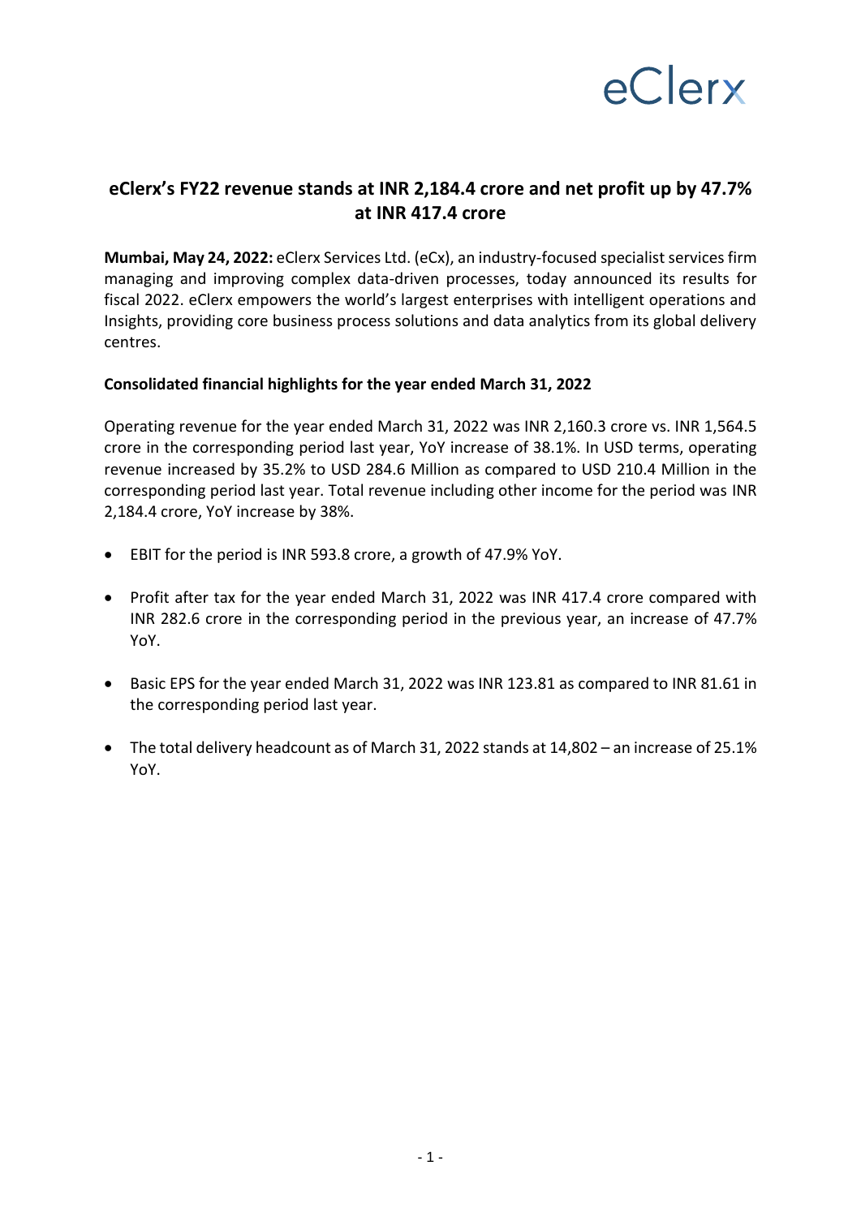# eClerx's FY22 revenue stands at INR 2,184.4 crore and net profit up by 47.7% at INR 417.4 crore

**Mumbai, May 24, 2022:** eClerx Services Ltd. (eCx), an industry-focused specialist services firm managing and improving complex data-driven processes, today announced its results for fiscal 2022. eClerx empowers the world's largest enterprises with intelligent operations and Insights, providing core business process solutions and data analytics from its global delivery centres.

**Consolidated financial highlights for the year ended March 31, 2022**

Operating revenue for the year ended March 31, 2022 was INR 2,160.3 crore vs. INR 1,564.5 crore in the corresponding period last year, YoY increase of 38.1%. In USD terms, operating revenue increased by 35.2% to USD 284.6 Million as compared to USD 210.4 Million in the corresponding period last year. Total revenue including other income for the period was INR 2,184.4 crore, YoY increase by 38%.

- EBIT for the period is INR 593.8 crore, a growth of 47.9% YoY.
- Profit after tax for the year ended March 31, 2022 was INR 417.4 crore compared with INR 282.6 crore in the corresponding period in the previous year, an increase of 47.7% YoY.
- Basic EPS for the year ended March 31, 2022 was INR 123.81 as compared to INR 81.61 in the corresponding period last year.
- The total delivery headcount as of March 31, 2022 stands at 14,802 – an increase of 25.1% YoY.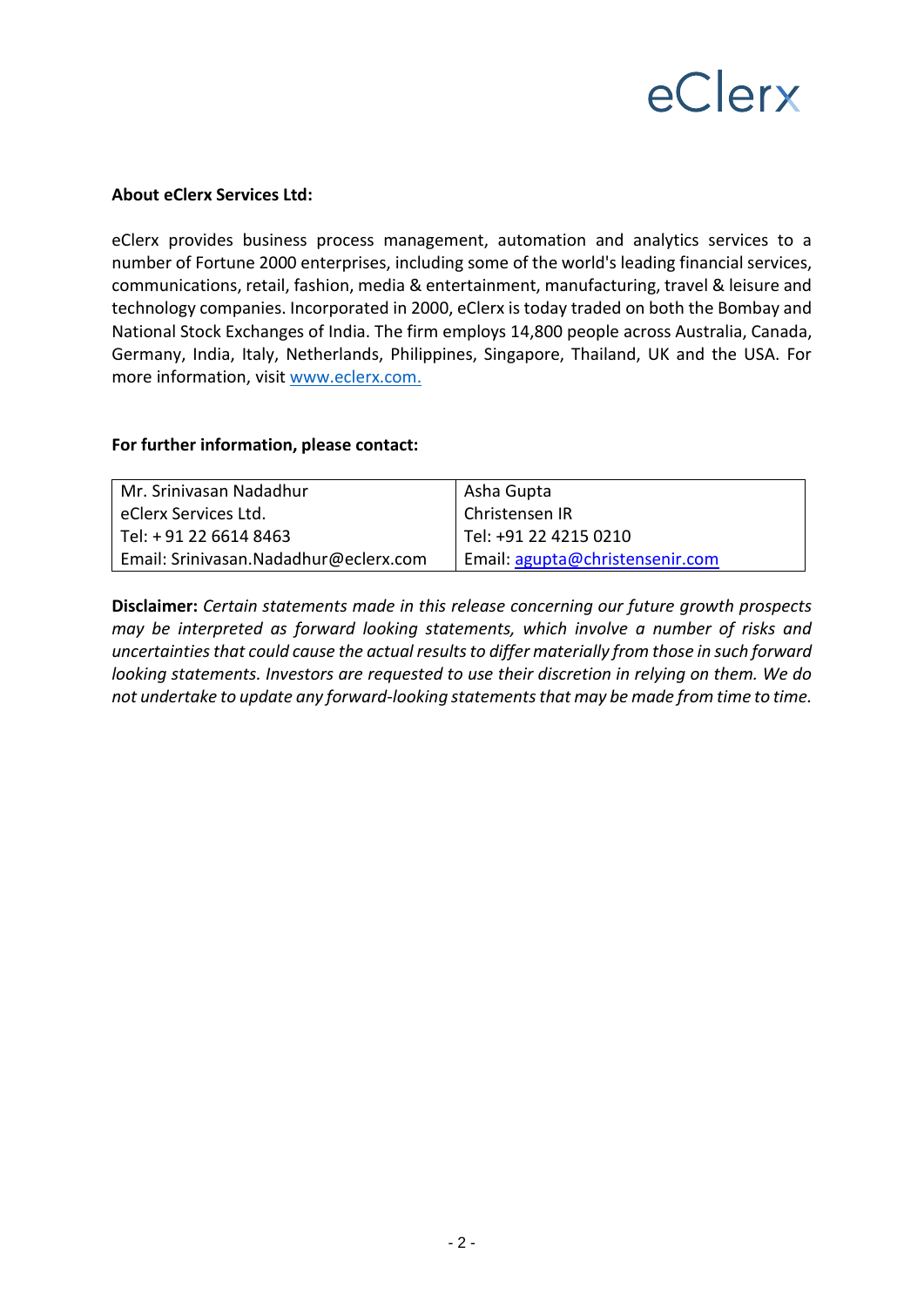**About eClerx Services Ltd:**

eClerx provides business process management, automation and analytics services to a number of Fortune 2000 enterprises, including some of the world's leading financial services, communications, retail, fashion, media & entertainment, manufacturing, travel & leisure and technology companies. Incorporated in 2000, eClerx is today traded on both the Bombay and National Stock Exchanges of India. The firm employs 14,800 people across Australia, Canada, Germany, India, Italy, Netherlands, Philippines, Singapore, Thailand, UK and the USA. For more information, visit www.eclerx.com.

**For further information, please contact:**

| | |
|---|---|
| Mr. Srinivasan Nadadhur | Asha Gupta |
| eClerx Services Ltd. | Christensen IR |
| Tel: + 91 22 6614 8463 | Tel: +91 22 4215 0210 |
| Email: Srinivasan.Nadadhur@eclerx.com | Email: agupta@christensenir.com |

**Disclaimer:** *Certain statements made in this release concerning our future growth prospects may be interpreted as forward looking statements, which involve a number of risks and uncertainties that could cause the actual results to differ materially from those in such forward looking statements. Investors are requested to use their discretion in relying on them. We do not undertake to update any forward-looking statements that may be made from time to time.*